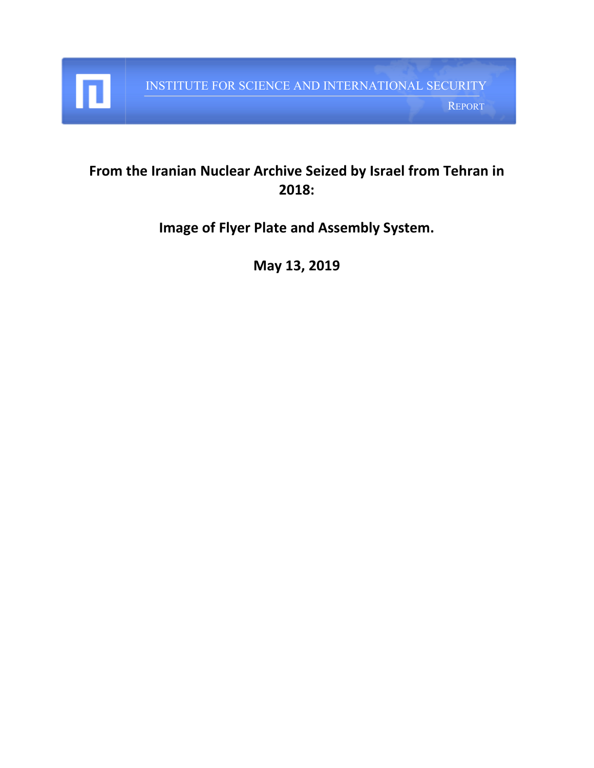INSTITUTE FOR SCIENCE AND INTERNATIONAL SECURITY

REPORT

# From the Iranian Nuclear Archive Seized by Israel from Tehran in 2018:

## Image of Flyer Plate and Assembly System.

**May 13, 2019**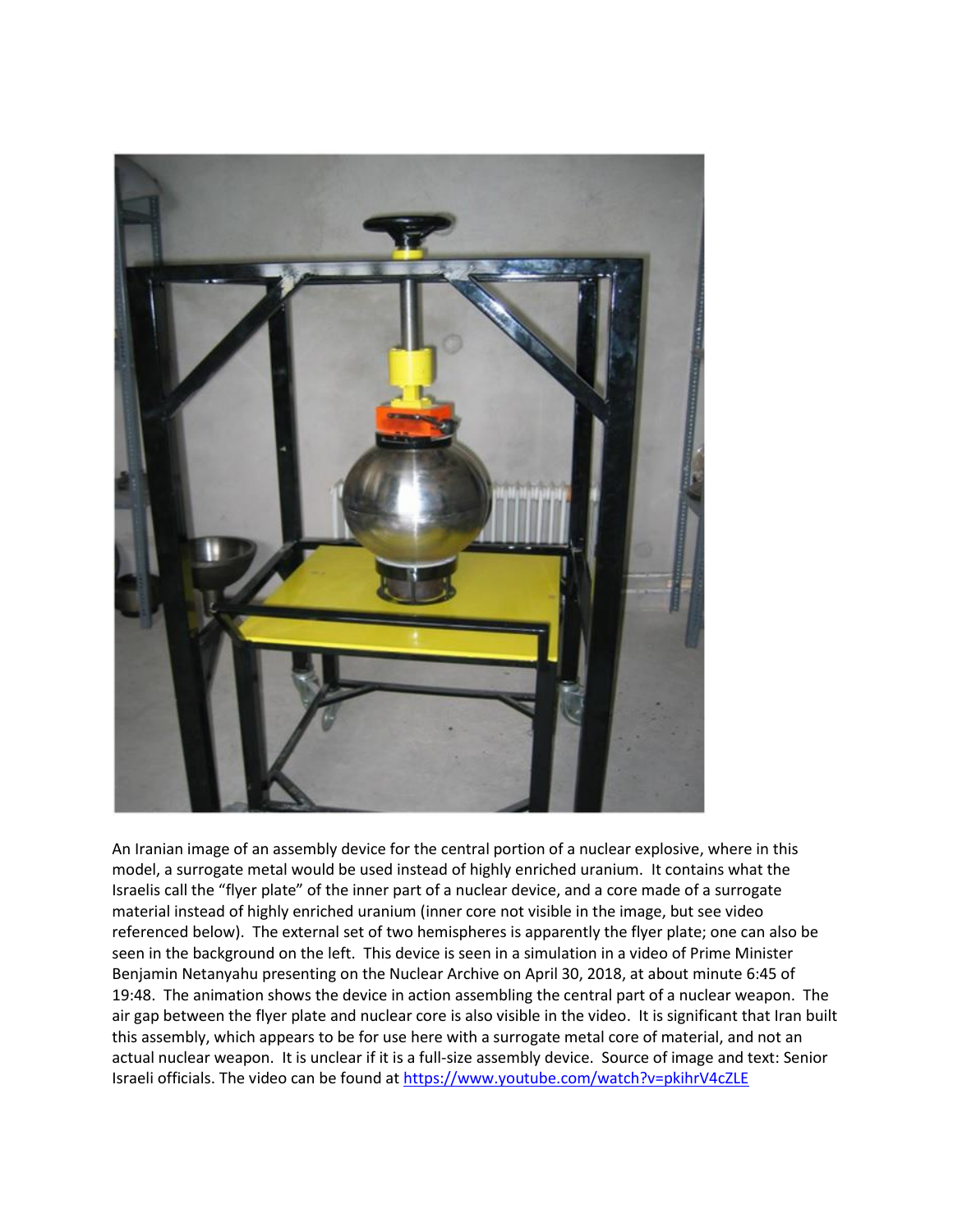An Iranian image of an assembly device for the central portion of a nuclear explosive, where in this model, a surrogate metal would be used instead of highly enriched uranium. It contains what the Israelis call the "flyer plate" of the inner part of a nuclear device, and a core made of a surrogate material instead of highly enriched uranium (inner core not visible in the image, but see video referenced below). The external set of two hemispheres is apparently the flyer plate; one can also be seen in the background on the left. This device is seen in a simulation in a video of Prime Minister Benjamin Netanyahu presenting on the Nuclear Archive on April 30, 2018, at about minute 6:45 of 19:48. The animation shows the device in action assembling the central part of a nuclear weapon. The air gap between the flyer plate and nuclear core is also visible in the video. It is significant that Iran built this assembly, which appears to be for use here with a surrogate metal core of material, and not an actual nuclear weapon. It is unclear if it is a full-size assembly device. Source of image and text: Senior Israeli officials. The video can be found at https://www.youtube.com/watch?v=pkihrV4cZLE